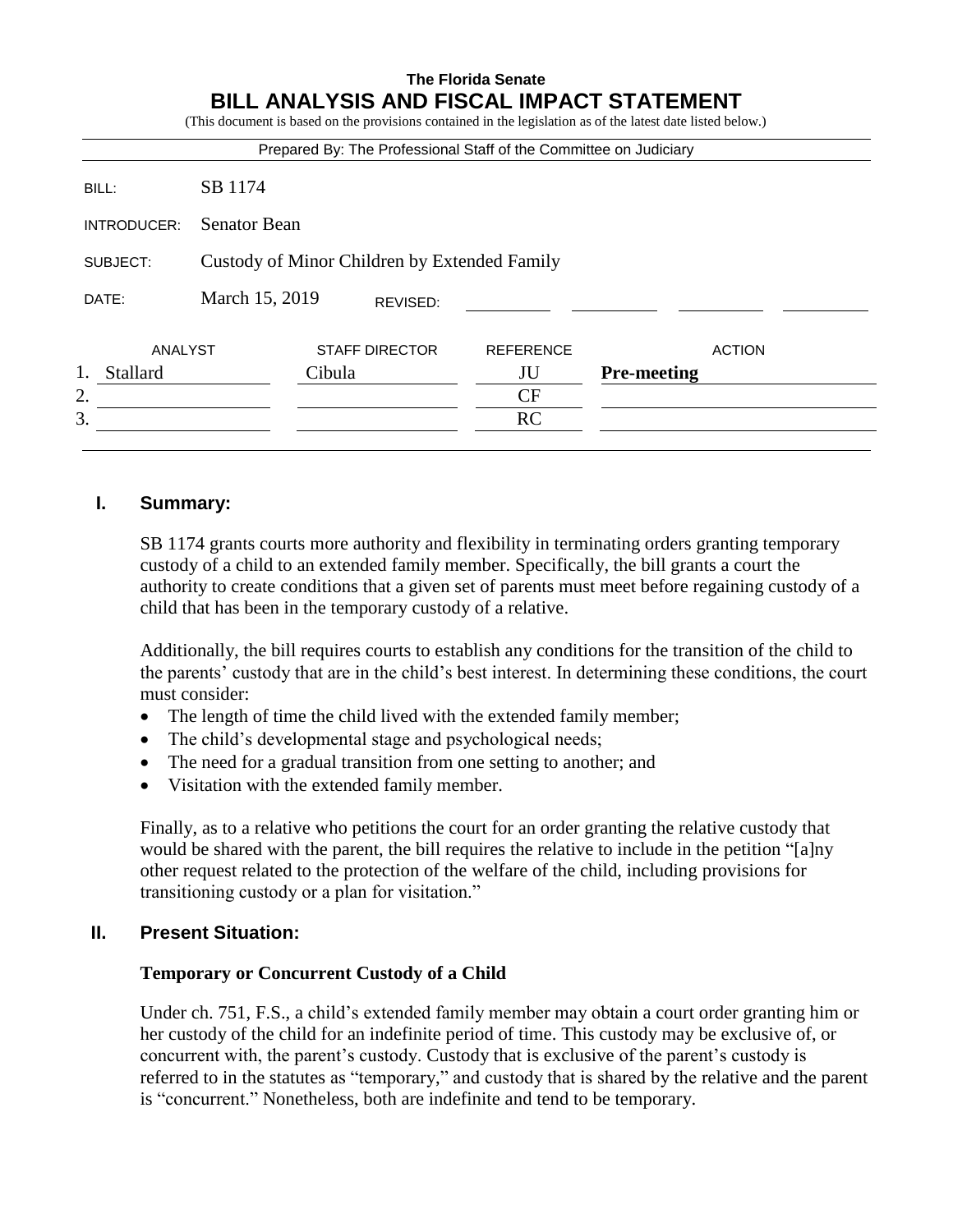**The Florida Senate**

# BILL ANALYSIS AND FISCAL IMPACT STATEMENT

(This document is based on the provisions contained in the legislation as of the latest date listed below.)

Prepared By: The Professional Staff of the Committee on Judiciary

| | |
|---|---|
| BILL: | SB 1174 |
| INTRODUCER: | Senator Bean |
| SUBJECT: | Custody of Minor Children by Extended Family |
| DATE: | March 15, 2019 REVISED: |

| | ANALYST | STAFF DIRECTOR | REFERENCE | ACTION |
|---|---|---|---|---|
| 1. | Stallard | Cibula | JU | **Pre-meeting** |
| 2. | | | CF | |
| 3. | | | RC | |

## I. Summary:

SB 1174 grants courts more authority and flexibility in terminating orders granting temporary custody of a child to an extended family member. Specifically, the bill grants a court the authority to create conditions that a given set of parents must meet before regaining custody of a child that has been in the temporary custody of a relative.

Additionally, the bill requires courts to establish any conditions for the transition of the child to the parents' custody that are in the child's best interest. In determining these conditions, the court must consider:

- The length of time the child lived with the extended family member;
- The child's developmental stage and psychological needs;
- The need for a gradual transition from one setting to another; and
- Visitation with the extended family member.

Finally, as to a relative who petitions the court for an order granting the relative custody that would be shared with the parent, the bill requires the relative to include in the petition "[a]ny other request related to the protection of the welfare of the child, including provisions for transitioning custody or a plan for visitation."

## II. Present Situation:

### Temporary or Concurrent Custody of a Child

Under ch. 751, F.S., a child's extended family member may obtain a court order granting him or her custody of the child for an indefinite period of time. This custody may be exclusive of, or concurrent with, the parent's custody. Custody that is exclusive of the parent's custody is referred to in the statutes as "temporary," and custody that is shared by the relative and the parent is "concurrent." Nonetheless, both are indefinite and tend to be temporary.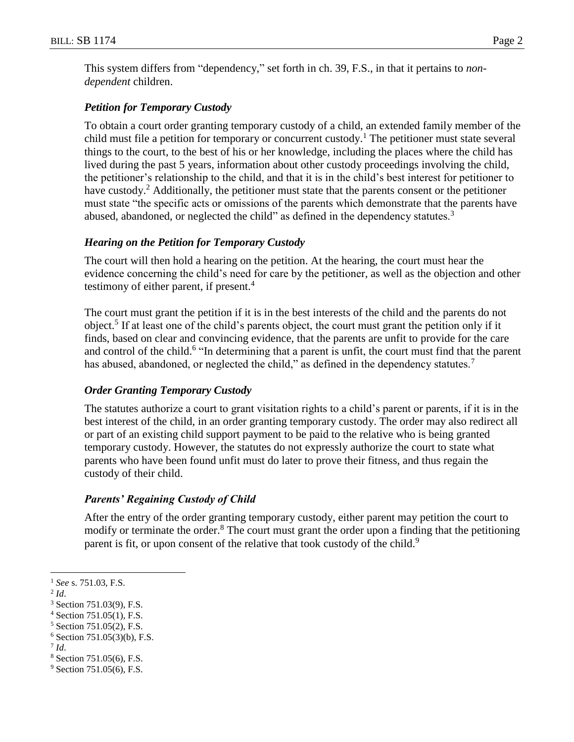This system differs from "dependency," set forth in ch. 39, F.S., in that it pertains to *non-dependent* children.

### *Petition for Temporary Custody*

To obtain a court order granting temporary custody of a child, an extended family member of the child must file a petition for temporary or concurrent custody.[1] The petitioner must state several things to the court, to the best of his or her knowledge, including the places where the child has lived during the past 5 years, information about other custody proceedings involving the child, the petitioner's relationship to the child, and that it is in the child's best interest for petitioner to have custody.[2] Additionally, the petitioner must state that the parents consent or the petitioner must state "the specific acts or omissions of the parents which demonstrate that the parents have abused, abandoned, or neglected the child" as defined in the dependency statutes.[3]

### *Hearing on the Petition for Temporary Custody*

The court will then hold a hearing on the petition. At the hearing, the court must hear the evidence concerning the child's need for care by the petitioner, as well as the objection and other testimony of either parent, if present.[4]

The court must grant the petition if it is in the best interests of the child and the parents do not object.[5] If at least one of the child's parents object, the court must grant the petition only if it finds, based on clear and convincing evidence, that the parents are unfit to provide for the care and control of the child.[6] "In determining that a parent is unfit, the court must find that the parent has abused, abandoned, or neglected the child," as defined in the dependency statutes.[7]

### *Order Granting Temporary Custody*

The statutes authorize a court to grant visitation rights to a child's parent or parents, if it is in the best interest of the child, in an order granting temporary custody. The order may also redirect all or part of an existing child support payment to be paid to the relative who is being granted temporary custody. However, the statutes do not expressly authorize the court to state what parents who have been found unfit must do later to prove their fitness, and thus regain the custody of their child.

### *Parents' Regaining Custody of Child*

After the entry of the order granting temporary custody, either parent may petition the court to modify or terminate the order.[8] The court must grant the order upon a finding that the petitioning parent is fit, or upon consent of the relative that took custody of the child.[9]

---

[1] *See* s. 751.03, F.S.
[2] *Id*.
[3] Section 751.03(9), F.S.
[4] Section 751.05(1), F.S.
[5] Section 751.05(2), F.S.
[6] Section 751.05(3)(b), F.S.
[7] *Id*.
[8] Section 751.05(6), F.S.
[9] Section 751.05(6), F.S.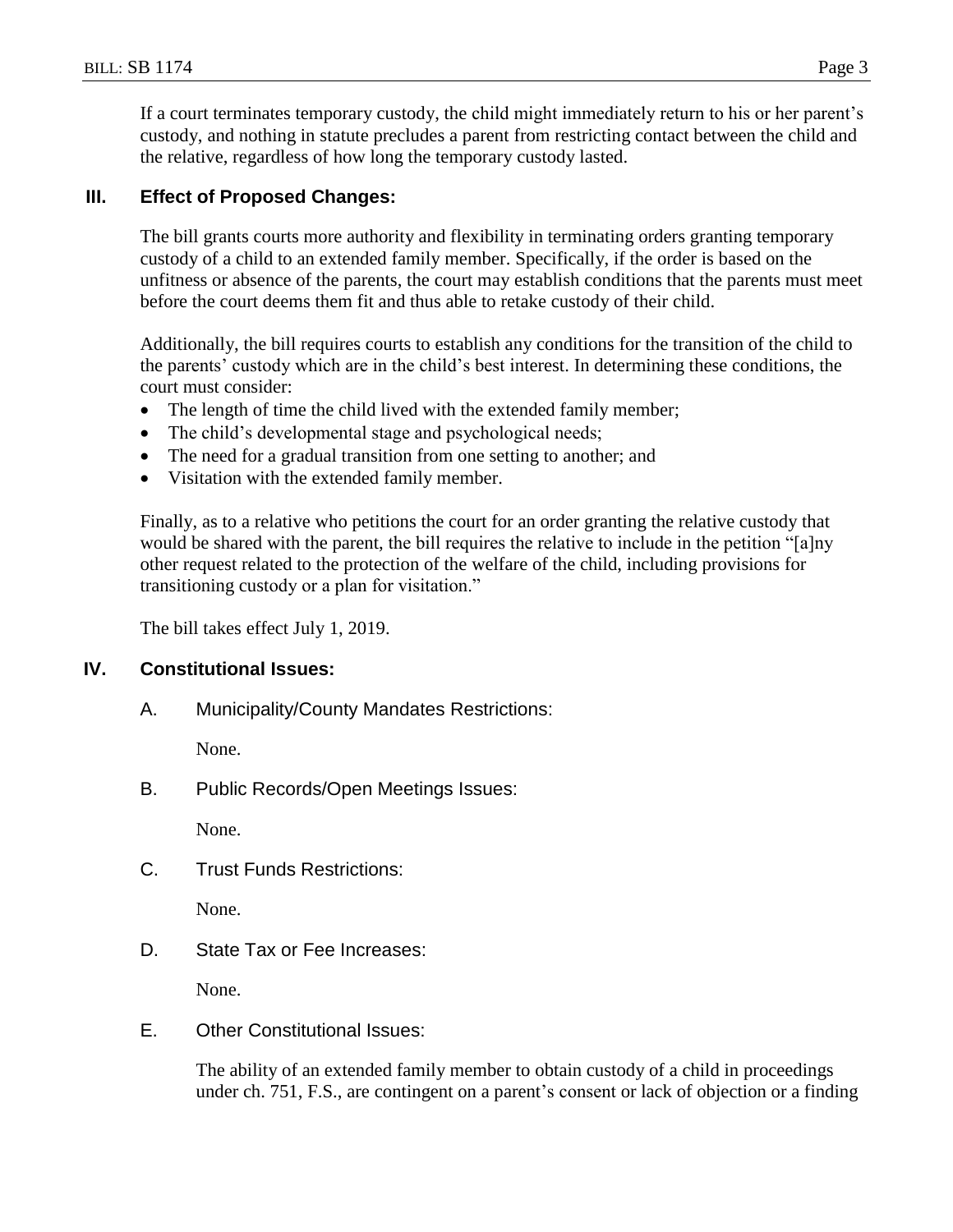If a court terminates temporary custody, the child might immediately return to his or her parent's custody, and nothing in statute precludes a parent from restricting contact between the child and the relative, regardless of how long the temporary custody lasted.

## III. Effect of Proposed Changes:

The bill grants courts more authority and flexibility in terminating orders granting temporary custody of a child to an extended family member. Specifically, if the order is based on the unfitness or absence of the parents, the court may establish conditions that the parents must meet before the court deems them fit and thus able to retake custody of their child.

Additionally, the bill requires courts to establish any conditions for the transition of the child to the parents' custody which are in the child's best interest. In determining these conditions, the court must consider:

- The length of time the child lived with the extended family member;
- The child's developmental stage and psychological needs;
- The need for a gradual transition from one setting to another; and
- Visitation with the extended family member.

Finally, as to a relative who petitions the court for an order granting the relative custody that would be shared with the parent, the bill requires the relative to include in the petition "[a]ny other request related to the protection of the welfare of the child, including provisions for transitioning custody or a plan for visitation."

The bill takes effect July 1, 2019.

## IV. Constitutional Issues:

### A. Municipality/County Mandates Restrictions:

None.

### B. Public Records/Open Meetings Issues:

None.

### C. Trust Funds Restrictions:

None.

### D. State Tax or Fee Increases:

None.

### E. Other Constitutional Issues:

The ability of an extended family member to obtain custody of a child in proceedings under ch. 751, F.S., are contingent on a parent's consent or lack of objection or a finding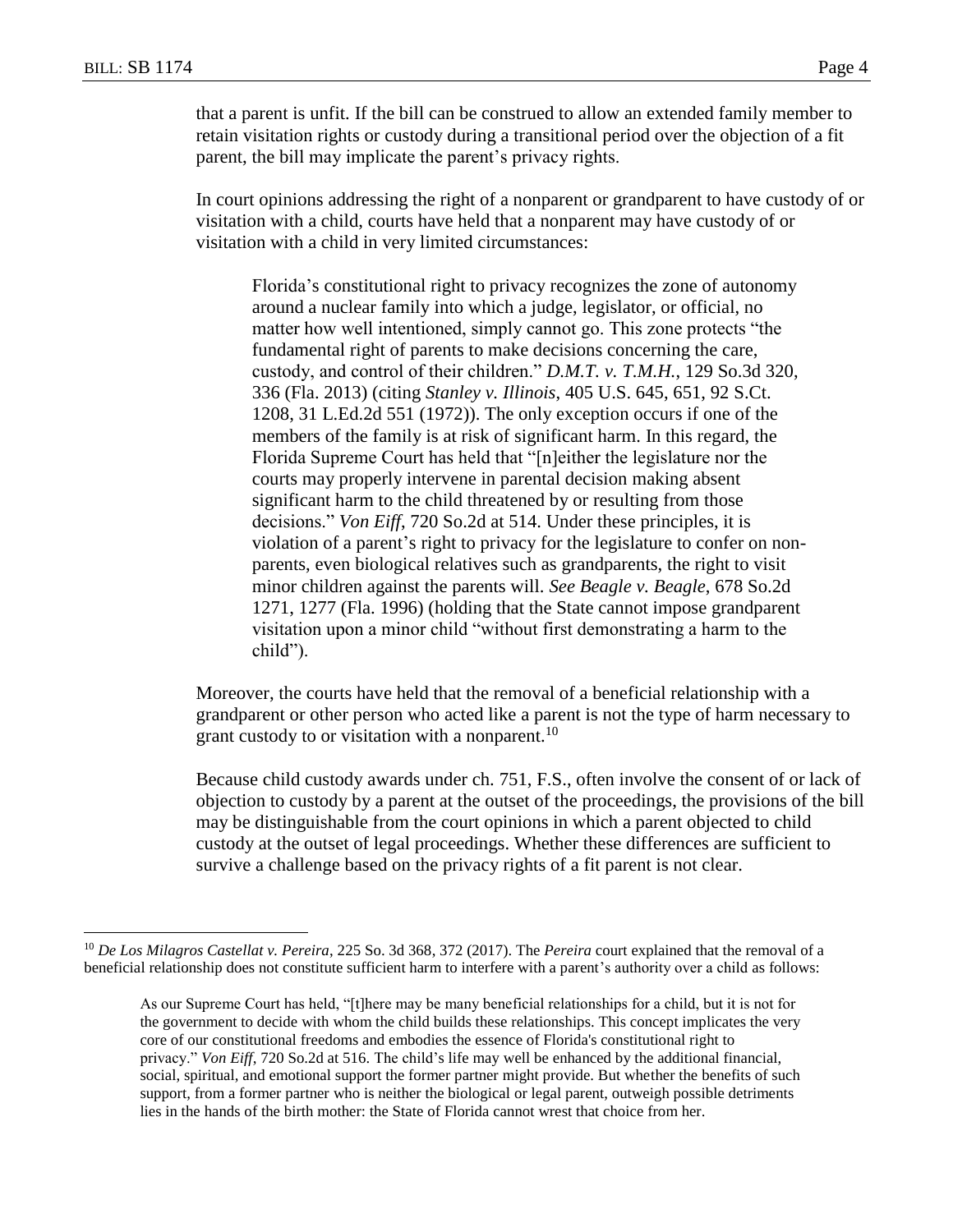that a parent is unfit. If the bill can be construed to allow an extended family member to retain visitation rights or custody during a transitional period over the objection of a fit parent, the bill may implicate the parent's privacy rights.

In court opinions addressing the right of a nonparent or grandparent to have custody of or visitation with a child, courts have held that a nonparent may have custody of or visitation with a child in very limited circumstances:

> Florida's constitutional right to privacy recognizes the zone of autonomy around a nuclear family into which a judge, legislator, or official, no matter how well intentioned, simply cannot go. This zone protects "the fundamental right of parents to make decisions concerning the care, custody, and control of their children." *D.M.T. v. T.M.H.*, 129 So.3d 320, 336 (Fla. 2013) (citing *Stanley v. Illinois*, 405 U.S. 645, 651, 92 S.Ct. 1208, 31 L.Ed.2d 551 (1972)). The only exception occurs if one of the members of the family is at risk of significant harm. In this regard, the Florida Supreme Court has held that "[n]either the legislature nor the courts may properly intervene in parental decision making absent significant harm to the child threatened by or resulting from those decisions." *Von Eiff*, 720 So.2d at 514. Under these principles, it is violation of a parent's right to privacy for the legislature to confer on non-parents, even biological relatives such as grandparents, the right to visit minor children against the parents will. *See Beagle v. Beagle*, 678 So.2d 1271, 1277 (Fla. 1996) (holding that the State cannot impose grandparent visitation upon a minor child "without first demonstrating a harm to the child").

Moreover, the courts have held that the removal of a beneficial relationship with a grandparent or other person who acted like a parent is not the type of harm necessary to grant custody to or visitation with a nonparent.[10]

Because child custody awards under ch. 751, F.S., often involve the consent of or lack of objection to custody by a parent at the outset of the proceedings, the provisions of the bill may be distinguishable from the court opinions in which a parent objected to child custody at the outset of legal proceedings. Whether these differences are sufficient to survive a challenge based on the privacy rights of a fit parent is not clear.

---

[10] *De Los Milagros Castellat v. Pereira*, 225 So. 3d 368, 372 (2017). The *Pereira* court explained that the removal of a beneficial relationship does not constitute sufficient harm to interfere with a parent's authority over a child as follows:

> As our Supreme Court has held, "[t]here may be many beneficial relationships for a child, but it is not for the government to decide with whom the child builds these relationships. This concept implicates the very core of our constitutional freedoms and embodies the essence of Florida's constitutional right to privacy." *Von Eiff*, 720 So.2d at 516. The child's life may well be enhanced by the additional financial, social, spiritual, and emotional support the former partner might provide. But whether the benefits of such support, from a former partner who is neither the biological or legal parent, outweigh possible detriments lies in the hands of the birth mother: the State of Florida cannot wrest that choice from her.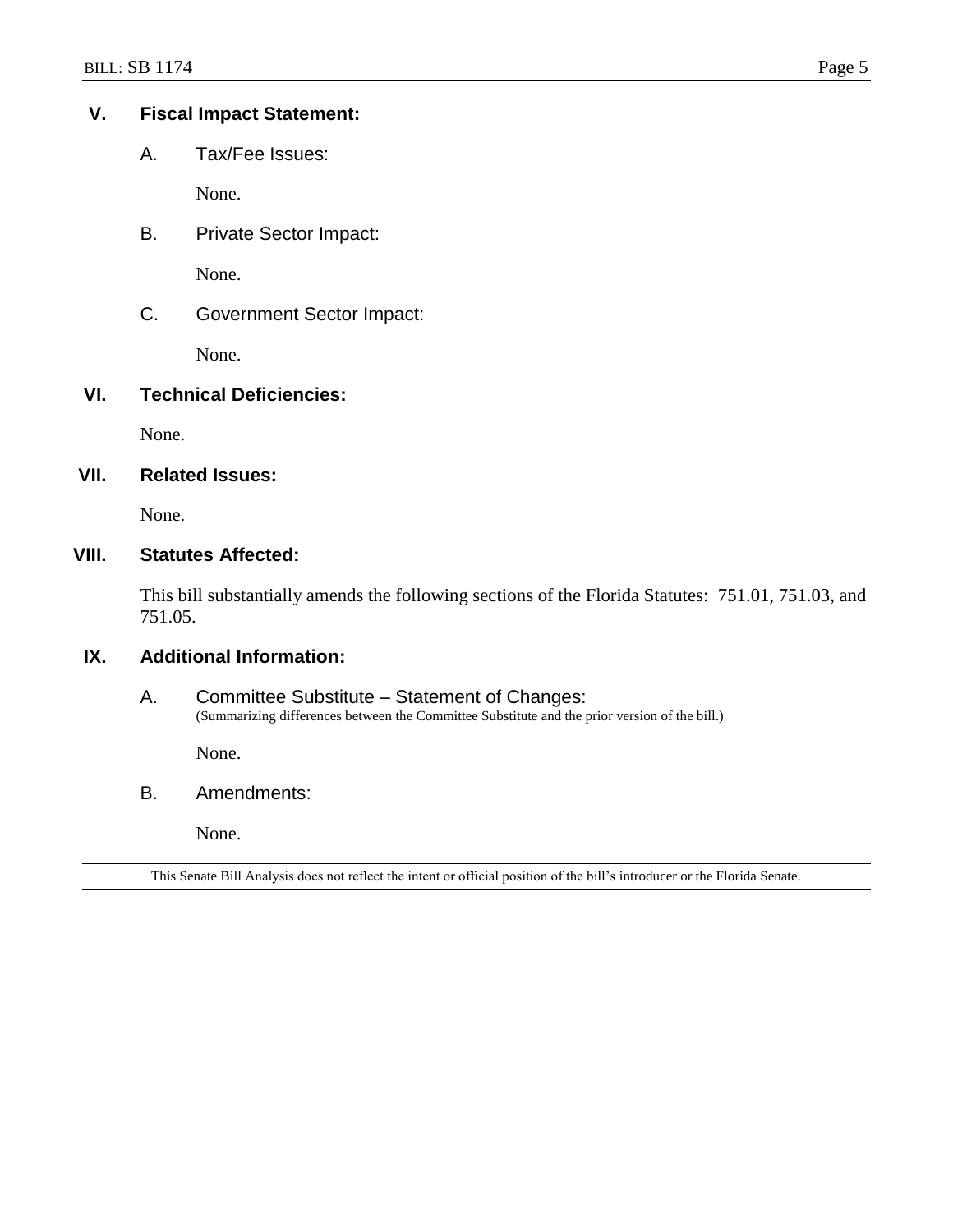## V. Fiscal Impact Statement:

### A. Tax/Fee Issues:

None.

### B. Private Sector Impact:

None.

### C. Government Sector Impact:

None.

## VI. Technical Deficiencies:

None.

## VII. Related Issues:

None.

## VIII. Statutes Affected:

This bill substantially amends the following sections of the Florida Statutes: 751.01, 751.03, and 751.05.

## IX. Additional Information:

### A. Committee Substitute – Statement of Changes:

(Summarizing differences between the Committee Substitute and the prior version of the bill.)

None.

### B. Amendments:

None.

---

This Senate Bill Analysis does not reflect the intent or official position of the bill's introducer or the Florida Senate.